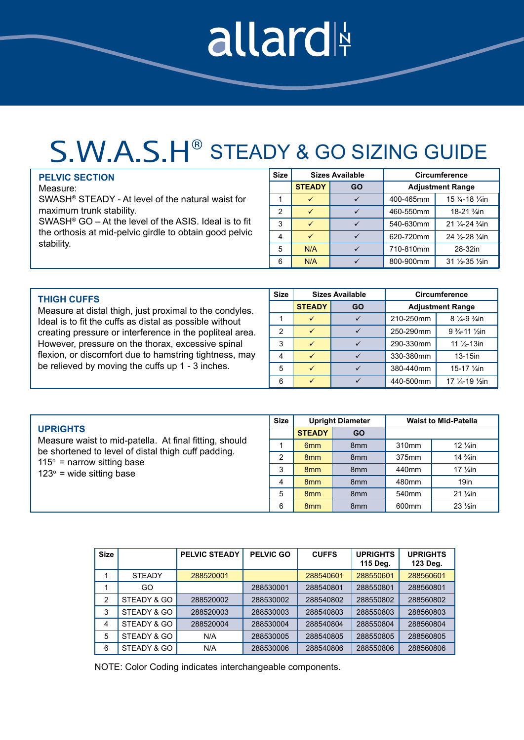allard INT

# S.W.A.S.H® STEADY & GO SIZING GUIDE

**PELVIC SECTION**

Measure:
SWASH® STEADY - At level of the natural waist for maximum trunk stability.
SWASH® GO – At the level of the ASIS. Ideal is to fit the orthosis at mid-pelvic girdle to obtain good pelvic stability.

| Size | Sizes Available | | Circumference Adjustment Range | |
|---|---|---|---|---|
| | STEADY | GO | | |
| 1 | ✓ | ✓ | 400-465mm | 15 ¾-18 ¼in |
| 2 | ✓ | ✓ | 460-550mm | 18-21 ¾in |
| 3 | ✓ | ✓ | 540-630mm | 21 ¼-24 ¾in |
| 4 | ✓ | ✓ | 620-720mm | 24 ½-28 ¼in |
| 5 | N/A | ✓ | 710-810mm | 28-32in |
| 6 | N/A | ✓ | 800-900mm | 31 ½-35 ½in |

**THIGH CUFFS**

Measure at distal thigh, just proximal to the condyles. Ideal is to fit the cuffs as distal as possible without creating pressure or interference in the popliteal area. However, pressure on the thorax, excessive spinal flexion, or discomfort due to hamstring tightness, may be relieved by moving the cuffs up 1 - 3 inches.

| Size | Sizes Available | | Circumference Adjustment Range | |
|---|---|---|---|---|
| | STEADY | GO | | |
| 1 | ✓ | ✓ | 210-250mm | 8 ¼-9 ¾in |
| 2 | ✓ | ✓ | 250-290mm | 9 ¾-11 ½in |
| 3 | ✓ | ✓ | 290-330mm | 11 ½-13in |
| 4 | ✓ | ✓ | 330-380mm | 13-15in |
| 5 | ✓ | ✓ | 380-440mm | 15-17 ¼in |
| 6 | ✓ | ✓ | 440-500mm | 17 ¼-19 ½in |

**UPRIGHTS**

Measure waist to mid-patella. At final fitting, should be shortened to level of distal thigh cuff padding.
115° = narrow sitting base
123° = wide sitting base

| Size | Upright Diameter | | Waist to Mid-Patella | |
|---|---|---|---|---|
| | STEADY | GO | | |
| 1 | 6mm | 8mm | 310mm | 12 ¼in |
| 2 | 8mm | 8mm | 375mm | 14 ¾in |
| 3 | 8mm | 8mm | 440mm | 17 ¼in |
| 4 | 8mm | 8mm | 480mm | 19in |
| 5 | 8mm | 8mm | 540mm | 21 ¼in |
| 6 | 8mm | 8mm | 600mm | 23 ½in |

| Size | | PELVIC STEADY | PELVIC GO | CUFFS | UPRIGHTS 115 Deg. | UPRIGHTS 123 Deg. |
|---|---|---|---|---|---|---|
| 1 | STEADY | 288520001 | | 288540601 | 288550601 | 288560601 |
| 1 | GO | | 288530001 | 288540801 | 288550801 | 288560801 |
| 2 | STEADY & GO | 288520002 | 288530002 | 288540802 | 288550802 | 288560802 |
| 3 | STEADY & GO | 288520003 | 288530003 | 288540803 | 288550803 | 288560803 |
| 4 | STEADY & GO | 288520004 | 288530004 | 288540804 | 288550804 | 288560804 |
| 5 | STEADY & GO | N/A | 288530005 | 288540805 | 288550805 | 288560805 |
| 6 | STEADY & GO | N/A | 288530006 | 288540806 | 288550806 | 288560806 |

NOTE: Color Coding indicates interchangeable components.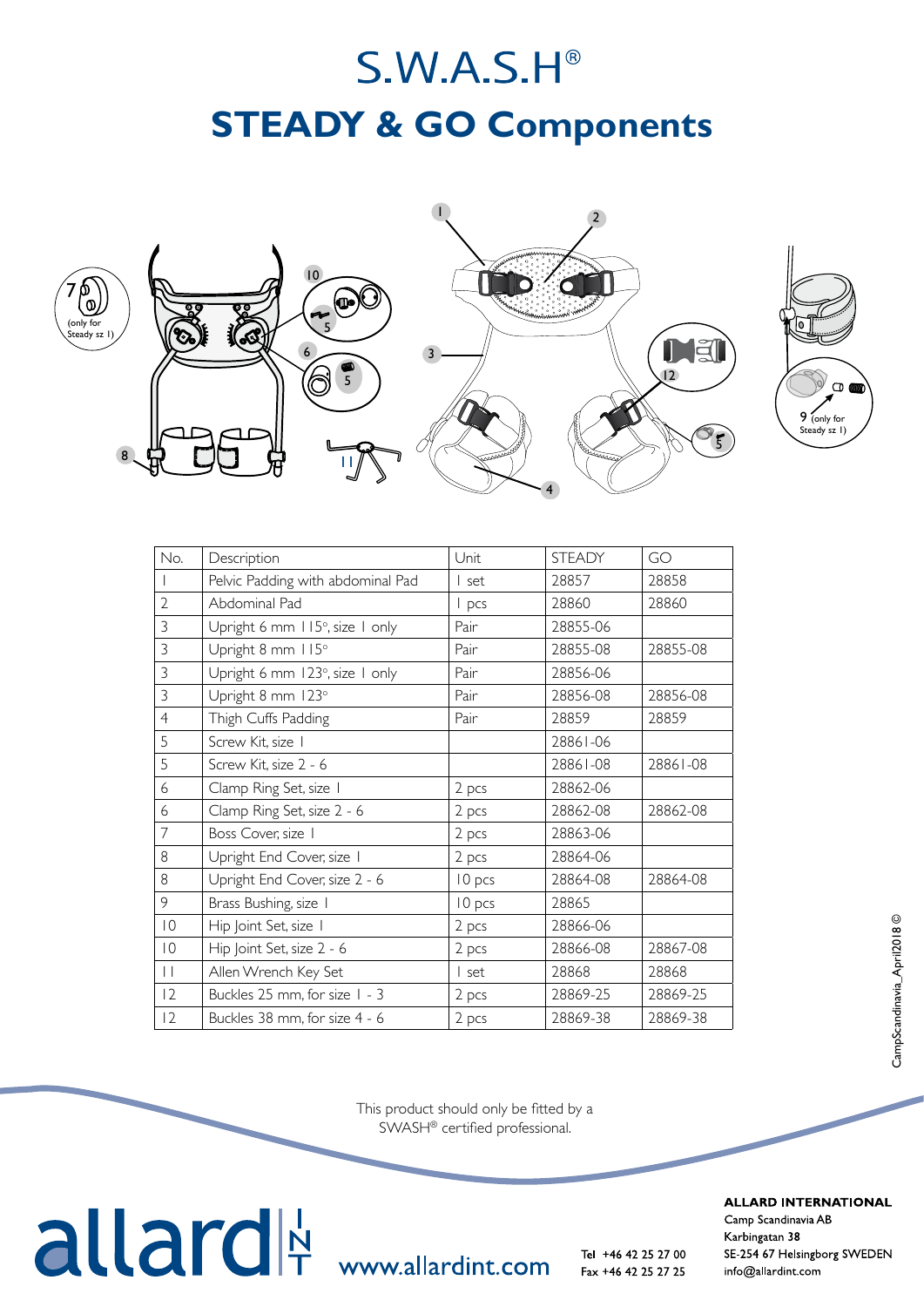# S.W.A.S.H®

## STEADY & GO Components

7 (only for Steady sz 1)

9 (only for Steady sz 1)

| No. | Description | Unit | STEADY | GO |
|---|---|---|---|---|
| 1 | Pelvic Padding with abdominal Pad | 1 set | 28857 | 28858 |
| 2 | Abdominal Pad | 1 pcs | 28860 | 28860 |
| 3 | Upright 6 mm 115°, size 1 only | Pair | 28855-06 | |
| 3 | Upright 8 mm 115° | Pair | 28855-08 | 28855-08 |
| 3 | Upright 6 mm 123°, size 1 only | Pair | 28856-06 | |
| 3 | Upright 8 mm 123° | Pair | 28856-08 | 28856-08 |
| 4 | Thigh Cuffs Padding | Pair | 28859 | 28859 |
| 5 | Screw Kit, size 1 | | 28861-06 | |
| 5 | Screw Kit, size 2 - 6 | | 28861-08 | 28861-08 |
| 6 | Clamp Ring Set, size 1 | 2 pcs | 28862-06 | |
| 6 | Clamp Ring Set, size 2 - 6 | 2 pcs | 28862-08 | 28862-08 |
| 7 | Boss Cover, size 1 | 2 pcs | 28863-06 | |
| 8 | Upright End Cover, size 1 | 2 pcs | 28864-06 | |
| 8 | Upright End Cover, size 2 - 6 | 10 pcs | 28864-08 | 28864-08 |
| 9 | Brass Bushing, size 1 | 10 pcs | 28865 | |
| 10 | Hip Joint Set, size 1 | 2 pcs | 28866-06 | |
| 10 | Hip Joint Set, size 2 - 6 | 2 pcs | 28866-08 | 28867-08 |
| 11 | Allen Wrench Key Set | 1 set | 28868 | 28868 |
| 12 | Buckles 25 mm, for size 1 - 3 | 2 pcs | 28869-25 | 28869-25 |
| 12 | Buckles 38 mm, for size 4 - 6 | 2 pcs | 28869-38 | 28869-38 |

This product should only be fitted by a SWASH® certified professional.

CampScandinavia_April2018 ©

allard INT www.allardint.com

Tel +46 42 25 27 00
Fax +46 42 25 27 25

**ALLARD INTERNATIONAL**
Camp Scandinavia AB
Karbingatan 38
SE-254 67 Helsingborg SWEDEN
info@allardint.com